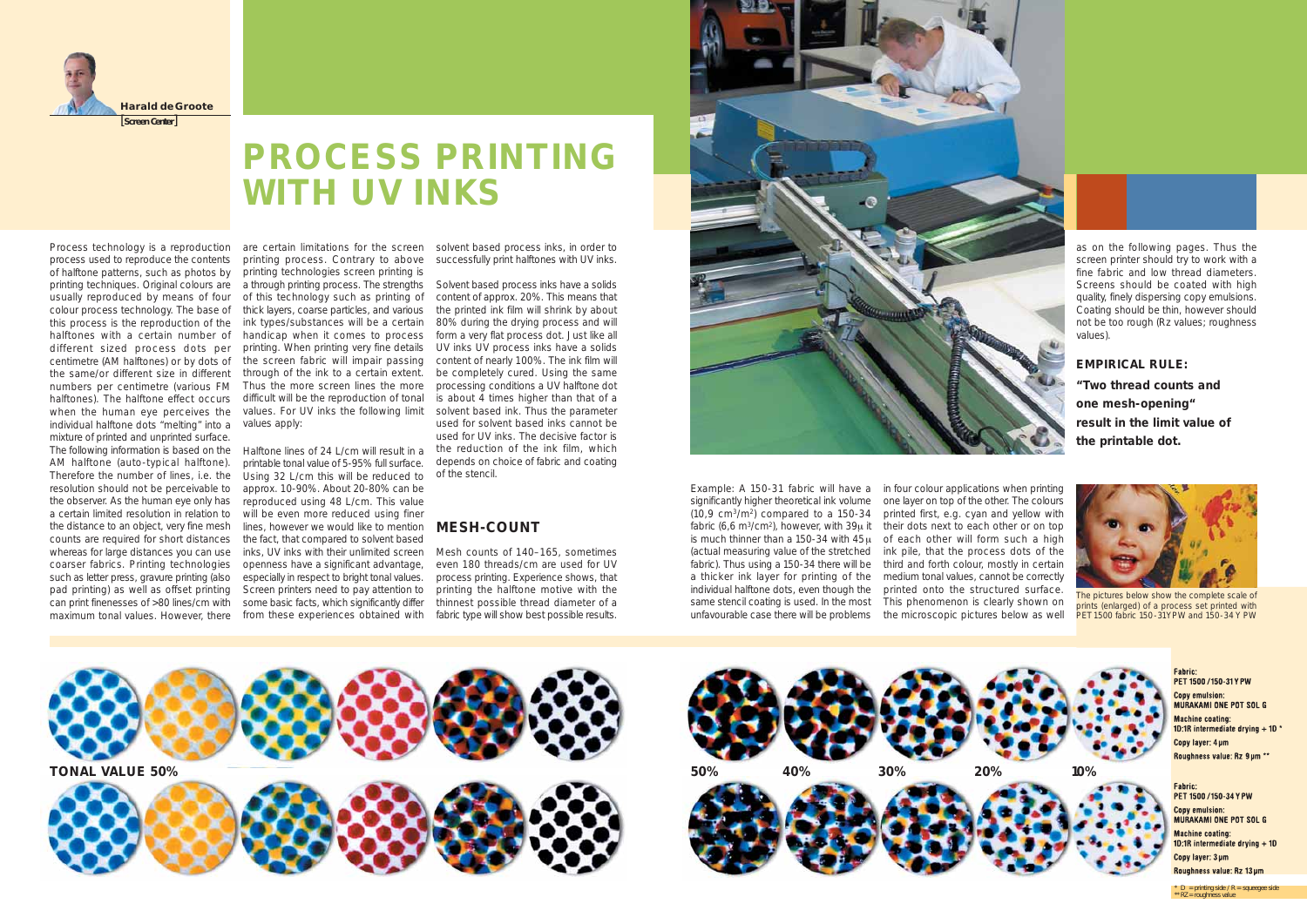**Harald de Groote**
[Screen Center]

# PROCESS PRINTING WITH UV INKS

Process technology is a reproduction process used to reproduce the contents of halftone patterns, such as photos by printing techniques. Original colours are usually reproduced by means of four colour process technology. The base of this process is the reproduction of the halftones with a certain number of different sized process dots per centimetre (AM halftones) or by dots of the same/or different size in different numbers per centimetre (various FM halftones). The halftone effect occurs when the human eye perceives the individual halftone dots "melting" into a mixture of printed and unprinted surface. The following information is based on the AM halftone (auto-typical halftone). Therefore the number of lines, i.e. the resolution should not be perceivable to the observer. As the human eye only has a certain limited resolution in relation to the distance to an object, very fine mesh counts are required for short distances whereas for larger distances you can use coarser fabrics. Printing technologies such as letter press, gravure printing (also pad printing) as well as offset printing can print finenesses of >80 lines/cm with maximum tonal values. However, there are certain limitations for the screen printing process. Contrary to above printing technologies screen printing is a through printing process. The strengths of this technology such as printing of thick layers, coarse particles, and various ink types/substances will be a certain handicap when it comes to process printing. When printing very fine details the screen fabric will impair passing through of the ink to a certain extent. Thus the more screen lines the more difficult will be the reproduction of tonal values. For UV inks the following limit values apply:

Halftone lines of 24 L/cm will result in a printable tonal value of 5-95% full surface. Using 32 L/cm this will be reduced to approx. 10-90%. About 20-80% can be reproduced using 48 L/cm. This value will be even more reduced using finer lines, however we would like to mention the fact, that compared to solvent based inks, UV inks with their unlimited screen openness have a significant advantage, especially in respect to bright tonal values. Screen printers need to pay attention to some basic facts, which significantly differ from these experiences obtained with solvent based process inks, in order to successfully print halftones with UV inks.

Solvent based process inks have a solids content of approx. 20%. This means that the printed ink film will shrink by about 80% during the drying process and will form a very flat process dot. Just like all UV inks UV process inks have a solids content of nearly 100%. The ink film will be completely cured. Using the same processing conditions a UV halftone dot is about 4 times higher than that of a solvent based ink. Thus the parameter used for solvent based inks cannot be used for UV inks. The decisive factor is the reduction of the ink film, which depends on choice of fabric and coating of the stencil.

## MESH-COUNT

Mesh counts of 140–165, sometimes even 180 threads/cm are used for UV process printing. Experience shows, that printing the halftone motive with the thinnest possible thread diameter of a fabric type will show best possible results.

Example: A 150-31 fabric will have a significantly higher theoretical ink volume (10,9 cm³/m²) compared to a 150-34 fabric (6,6 m³/cm²), however, with 39µ it is much thinner than a 150-34 with 45µ (actual measuring value of the stretched fabric). Thus using a 150-34 there will be a thicker ink layer for printing of the individual halftone dots, even though the same stencil coating is used. In the most unfavourable case there will be problems in four colour applications when printing one layer on top of the other. The colours printed first, e.g. cyan and yellow with their dots next to each other or on top of each other will form such a high ink pile, that the process dots of the third and forth colour, mostly in certain medium tonal values, cannot be correctly printed onto the structured surface. This phenomenon is clearly shown on the microscopic pictures below as well as on the following pages. Thus the screen printer should try to work with a fine fabric and low thread diameters. Screens should be coated with high quality, finely dispersing copy emulsions. Coating should be thin, however should not be too rough (Rz values; roughness values).

**EMPIRICAL RULE:**

**"Two thread counts and one mesh-opening" result in the limit value of the printable dot.**

The pictures below show the complete scale of prints (enlarged) of a process set printed with PET 1500 fabric 150-31YPW and 150-34 Y PW

**TONAL VALUE 50%**

50% 40% 30% 20% 10%

Fabric: PET 1500 /150-31Y PW
Copy emulsion: MURAKAMI ONE POT SOL G
Machine coating: 1D:1R intermediate drying + 1D *
Copy layer: 4 µm
Roughness value: Rz 9 µm **

Fabric: PET 1500 /150-34 Y PW
Copy emulsion: MURAKAMI ONE POT SOL G
Machine coating: 1D:1R intermediate drying + 1D
Copy layer: 3 µm
Roughness value: Rz 13 µm

\* D = printing side / R = squeegee side
** RZ = roughness value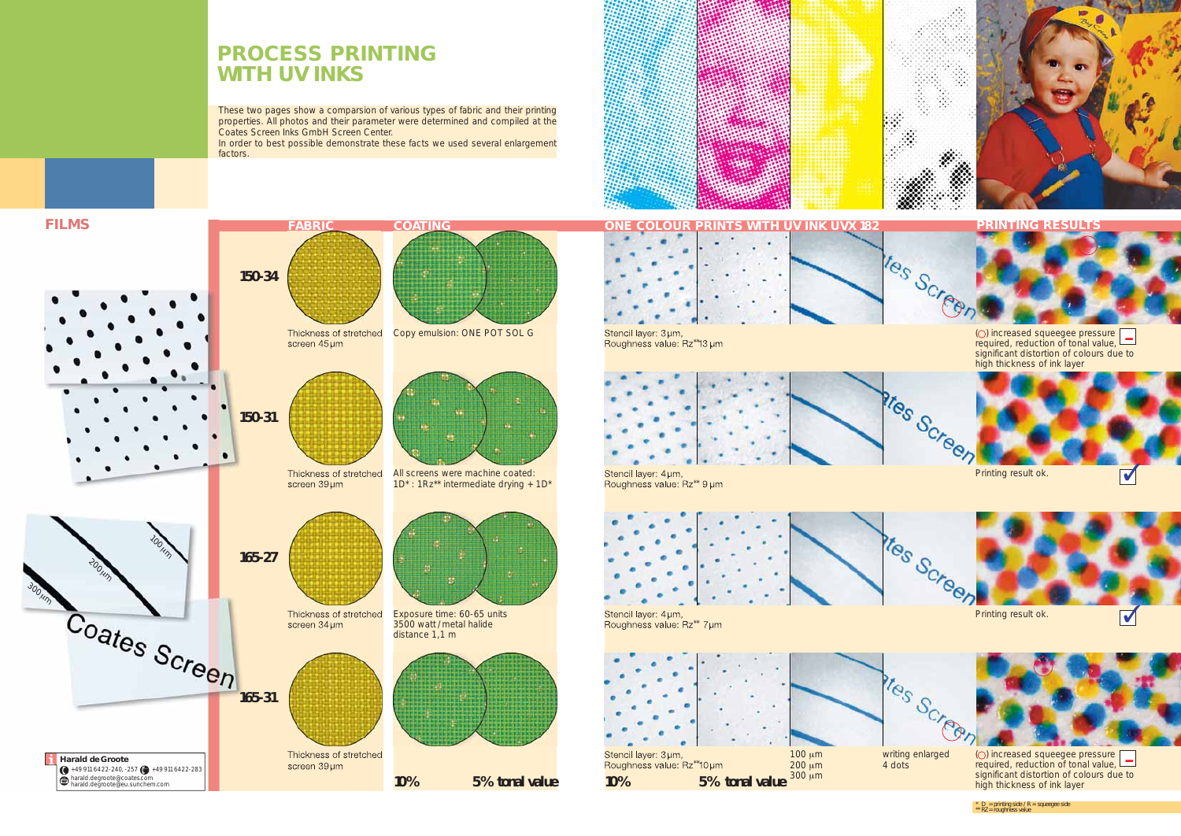# PROCESS PRINTING WITH UV INKS

These two pages show a comparsion of various types of fabric and their printing properties. All photos and their parameter were determined and compiled at the Coates Screen Inks GmbH Screen Center.
In order to best possible demonstrate these facts we used several enlargement factors.

## FILMS

100 µm
200 µm
300 µm
Coates Screen

**Harald de Groote**
+49 911 6422-240, -257 +49 911 6422-283
harald.degroote@coates.com
harald.degroote@eu.sunchem.com

## FABRIC

**150-34**
Thickness of stretched screen 45 µm

**150-31**
Thickness of stretched screen 39 µm

**165-27**
Thickness of stretched screen 34 µm

**165-31**
Thickness of stretched screen 39 µm

## COATING

Copy emulsion: ONE POT SOL G

All screens were machine coated: 1D* : 1Rz** intermediate drying + 1D*

Exposure time: 60-65 units
3500 watt/metal halide
distance 1,1 m

10% 5% tonal value

## ONE COLOUR PRINTS WITH UV INK UVX 182

Stencil layer: 3 µm,
Roughness value: Rz** 13 µm

Stencil layer: 4 µm,
Roughness value: Rz** 9 µm

Stencil layer: 4 µm,
Roughness value: Rz** 7 µm

Stencil layer: 3 µm,
Roughness value: Rz** 10 µm

10% 5% tonal value
100 µm
200 µm
300 µm
writing enlarged 4 dots

## PRINTING RESULTS

(○) increased squeegee pressure required, reduction of tonal value, significant distortion of colours due to high thickness of ink layer –

Printing result ok. ✓

Printing result ok. ✓

(○) increased squeegee pressure required, reduction of tonal value, significant distortion of colours due to high thickness of ink layer –

\* D = printing side / R = squeegee side
\*\* RZ = roughness value